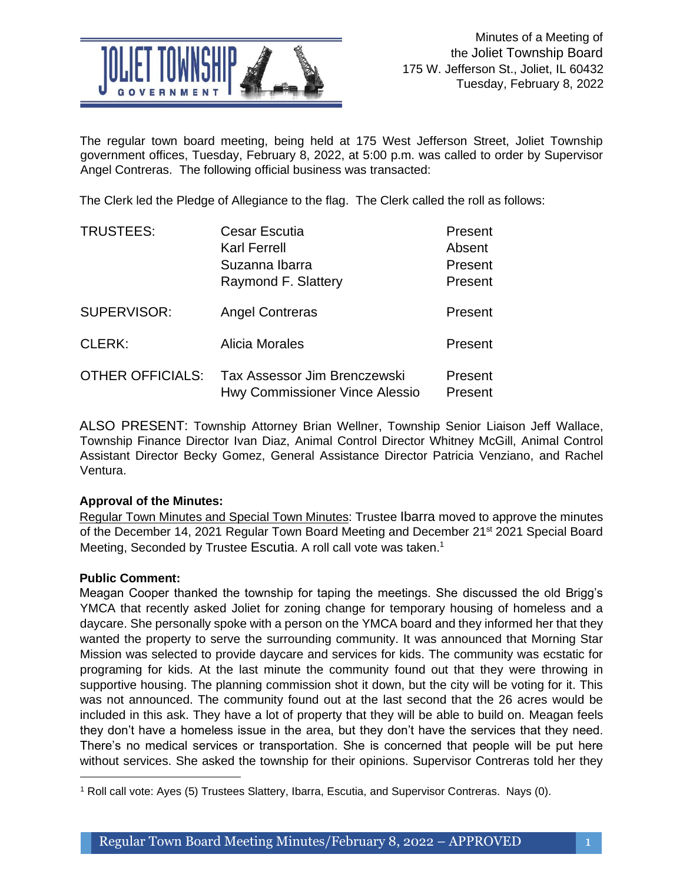Minutes of a Meeting of
the Joliet Township Board
175 W. Jefferson St., Joliet, IL 60432
Tuesday, February 8, 2022

The regular town board meeting, being held at 175 West Jefferson Street, Joliet Township government offices, Tuesday, February 8, 2022, at 5:00 p.m. was called to order by Supervisor Angel Contreras. The following official business was transacted:

The Clerk led the Pledge of Allegiance to the flag. The Clerk called the roll as follows:

| | | |
|---|---|---|
| TRUSTEES: | Cesar Escutia | Present |
| | Karl Ferrell | Absent |
| | Suzanna Ibarra | Present |
| | Raymond F. Slattery | Present |
| SUPERVISOR: | Angel Contreras | Present |
| CLERK: | Alicia Morales | Present |
| OTHER OFFICIALS: | Tax Assessor Jim Brenczewski | Present |
| | Hwy Commissioner Vince Alessio | Present |

ALSO PRESENT: Township Attorney Brian Wellner, Township Senior Liaison Jeff Wallace, Township Finance Director Ivan Diaz, Animal Control Director Whitney McGill, Animal Control Assistant Director Becky Gomez, General Assistance Director Patricia Venziano, and Rachel Ventura.

**Approval of the Minutes:**

Regular Town Minutes and Special Town Minutes: Trustee Ibarra moved to approve the minutes of the December 14, 2021 Regular Town Board Meeting and December 21st 2021 Special Board Meeting, Seconded by Trustee Escutia. A roll call vote was taken.[1]

**Public Comment:**

Meagan Cooper thanked the township for taping the meetings. She discussed the old Brigg's YMCA that recently asked Joliet for zoning change for temporary housing of homeless and a daycare. She personally spoke with a person on the YMCA board and they informed her that they wanted the property to serve the surrounding community. It was announced that Morning Star Mission was selected to provide daycare and services for kids. The community was ecstatic for programing for kids. At the last minute the community found out that they were throwing in supportive housing. The planning commission shot it down, but the city will be voting for it. This was not announced. The community found out at the last second that the 26 acres would be included in this ask. They have a lot of property that they will be able to build on. Meagan feels they don't have a homeless issue in the area, but they don't have the services that they need. There's no medical services or transportation. She is concerned that people will be put here without services. She asked the township for their opinions. Supervisor Contreras told her they

[1] Roll call vote: Ayes (5) Trustees Slattery, Ibarra, Escutia, and Supervisor Contreras. Nays (0).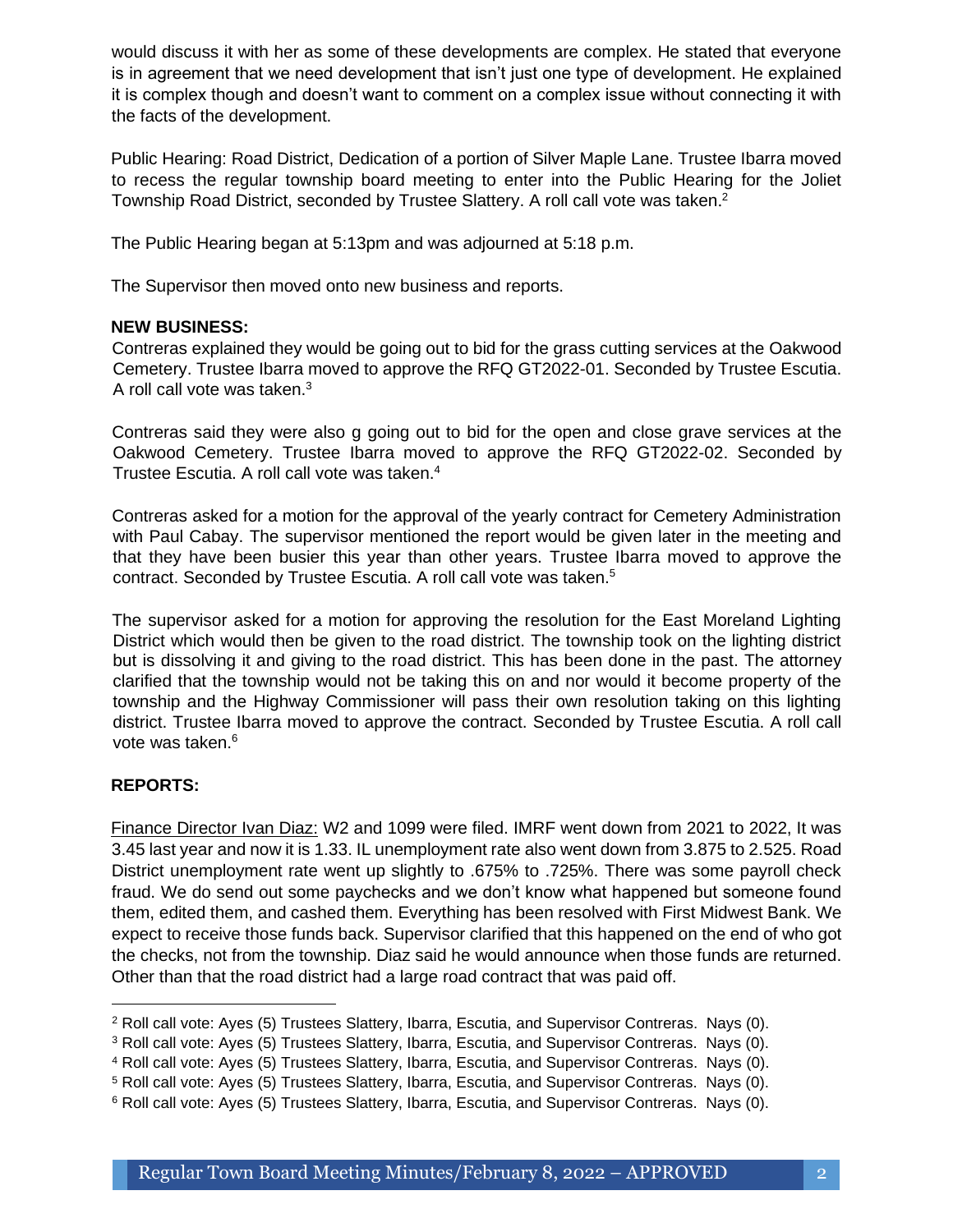would discuss it with her as some of these developments are complex. He stated that everyone is in agreement that we need development that isn't just one type of development. He explained it is complex though and doesn't want to comment on a complex issue without connecting it with the facts of the development.

Public Hearing: Road District, Dedication of a portion of Silver Maple Lane. Trustee Ibarra moved to recess the regular township board meeting to enter into the Public Hearing for the Joliet Township Road District, seconded by Trustee Slattery. A roll call vote was taken.[2]

The Public Hearing began at 5:13pm and was adjourned at 5:18 p.m.

The Supervisor then moved onto new business and reports.

**NEW BUSINESS:**

Contreras explained they would be going out to bid for the grass cutting services at the Oakwood Cemetery. Trustee Ibarra moved to approve the RFQ GT2022-01. Seconded by Trustee Escutia. A roll call vote was taken.[3]

Contreras said they were also g going out to bid for the open and close grave services at the Oakwood Cemetery. Trustee Ibarra moved to approve the RFQ GT2022-02. Seconded by Trustee Escutia. A roll call vote was taken.[4]

Contreras asked for a motion for the approval of the yearly contract for Cemetery Administration with Paul Cabay. The supervisor mentioned the report would be given later in the meeting and that they have been busier this year than other years. Trustee Ibarra moved to approve the contract. Seconded by Trustee Escutia. A roll call vote was taken.[5]

The supervisor asked for a motion for approving the resolution for the East Moreland Lighting District which would then be given to the road district. The township took on the lighting district but is dissolving it and giving to the road district. This has been done in the past. The attorney clarified that the township would not be taking this on and nor would it become property of the township and the Highway Commissioner will pass their own resolution taking on this lighting district. Trustee Ibarra moved to approve the contract. Seconded by Trustee Escutia. A roll call vote was taken.[6]

**REPORTS:**

Finance Director Ivan Diaz: W2 and 1099 were filed. IMRF went down from 2021 to 2022, It was 3.45 last year and now it is 1.33. IL unemployment rate also went down from 3.875 to 2.525. Road District unemployment rate went up slightly to .675% to .725%. There was some payroll check fraud. We do send out some paychecks and we don't know what happened but someone found them, edited them, and cashed them. Everything has been resolved with First Midwest Bank. We expect to receive those funds back. Supervisor clarified that this happened on the end of who got the checks, not from the township. Diaz said he would announce when those funds are returned. Other than that the road district had a large road contract that was paid off.

[2] Roll call vote: Ayes (5) Trustees Slattery, Ibarra, Escutia, and Supervisor Contreras. Nays (0).
[3] Roll call vote: Ayes (5) Trustees Slattery, Ibarra, Escutia, and Supervisor Contreras. Nays (0).
[4] Roll call vote: Ayes (5) Trustees Slattery, Ibarra, Escutia, and Supervisor Contreras. Nays (0).
[5] Roll call vote: Ayes (5) Trustees Slattery, Ibarra, Escutia, and Supervisor Contreras. Nays (0).
[6] Roll call vote: Ayes (5) Trustees Slattery, Ibarra, Escutia, and Supervisor Contreras. Nays (0).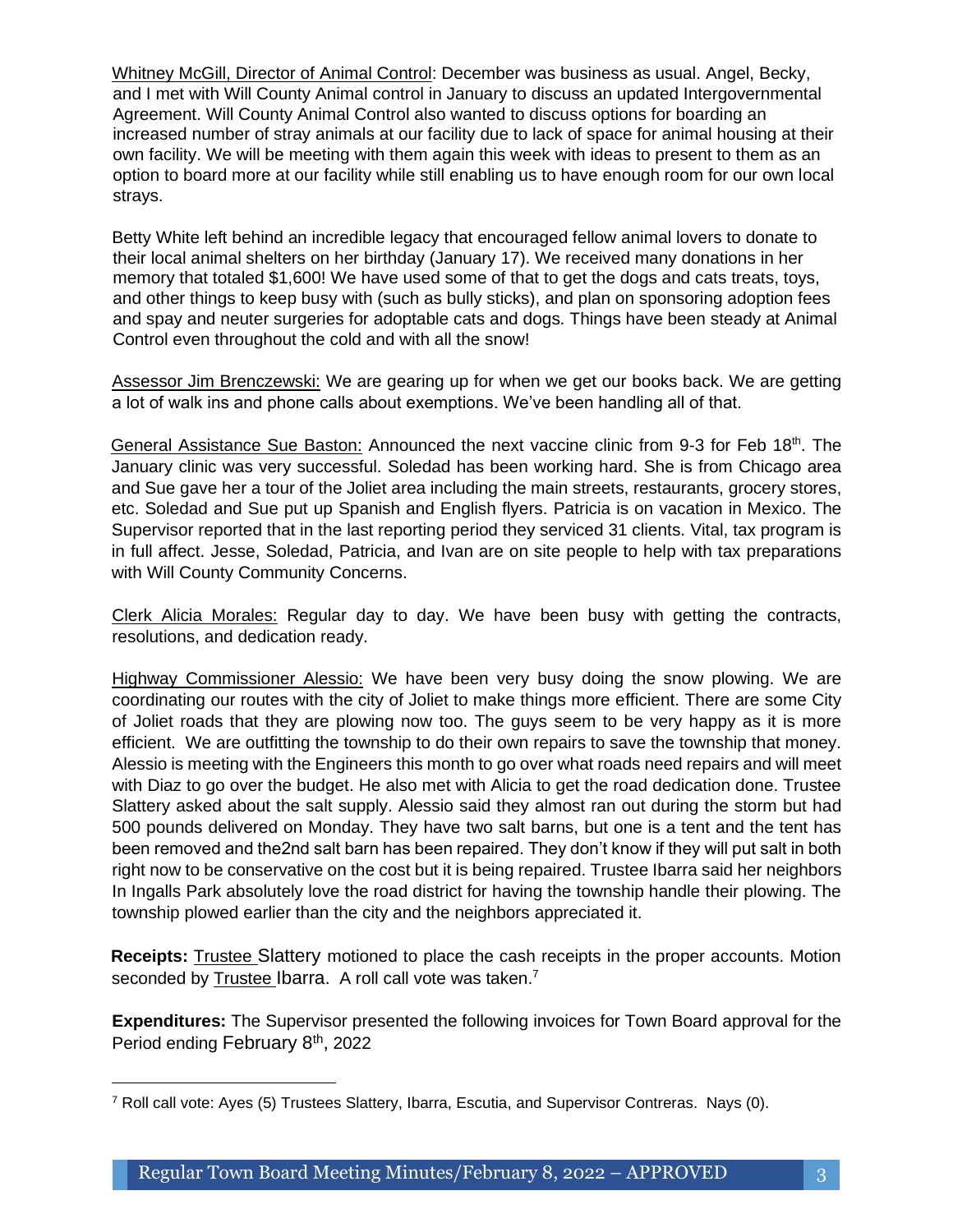Whitney McGill, Director of Animal Control: December was business as usual. Angel, Becky, and I met with Will County Animal control in January to discuss an updated Intergovernmental Agreement. Will County Animal Control also wanted to discuss options for boarding an increased number of stray animals at our facility due to lack of space for animal housing at their own facility. We will be meeting with them again this week with ideas to present to them as an option to board more at our facility while still enabling us to have enough room for our own local strays.

Betty White left behind an incredible legacy that encouraged fellow animal lovers to donate to their local animal shelters on her birthday (January 17). We received many donations in her memory that totaled $1,600! We have used some of that to get the dogs and cats treats, toys, and other things to keep busy with (such as bully sticks), and plan on sponsoring adoption fees and spay and neuter surgeries for adoptable cats and dogs. Things have been steady at Animal Control even throughout the cold and with all the snow!

Assessor Jim Brenczewski: We are gearing up for when we get our books back. We are getting a lot of walk ins and phone calls about exemptions. We've been handling all of that.

General Assistance Sue Baston: Announced the next vaccine clinic from 9-3 for Feb 18th. The January clinic was very successful. Soledad has been working hard. She is from Chicago area and Sue gave her a tour of the Joliet area including the main streets, restaurants, grocery stores, etc. Soledad and Sue put up Spanish and English flyers. Patricia is on vacation in Mexico. The Supervisor reported that in the last reporting period they serviced 31 clients. Vital, tax program is in full affect. Jesse, Soledad, Patricia, and Ivan are on site people to help with tax preparations with Will County Community Concerns.

Clerk Alicia Morales: Regular day to day. We have been busy with getting the contracts, resolutions, and dedication ready.

Highway Commissioner Alessio: We have been very busy doing the snow plowing. We are coordinating our routes with the city of Joliet to make things more efficient. There are some City of Joliet roads that they are plowing now too. The guys seem to be very happy as it is more efficient. We are outfitting the township to do their own repairs to save the township that money. Alessio is meeting with the Engineers this month to go over what roads need repairs and will meet with Diaz to go over the budget. He also met with Alicia to get the road dedication done. Trustee Slattery asked about the salt supply. Alessio said they almost ran out during the storm but had 500 pounds delivered on Monday. They have two salt barns, but one is a tent and the tent has been removed and the2nd salt barn has been repaired. They don't know if they will put salt in both right now to be conservative on the cost but it is being repaired. Trustee Ibarra said her neighbors In Ingalls Park absolutely love the road district for having the township handle their plowing. The township plowed earlier than the city and the neighbors appreciated it.

**Receipts:** Trustee Slattery motioned to place the cash receipts in the proper accounts. Motion seconded by Trustee Ibarra. A roll call vote was taken.[7]

**Expenditures:** The Supervisor presented the following invoices for Town Board approval for the Period ending February 8th, 2022

[7] Roll call vote: Ayes (5) Trustees Slattery, Ibarra, Escutia, and Supervisor Contreras. Nays (0).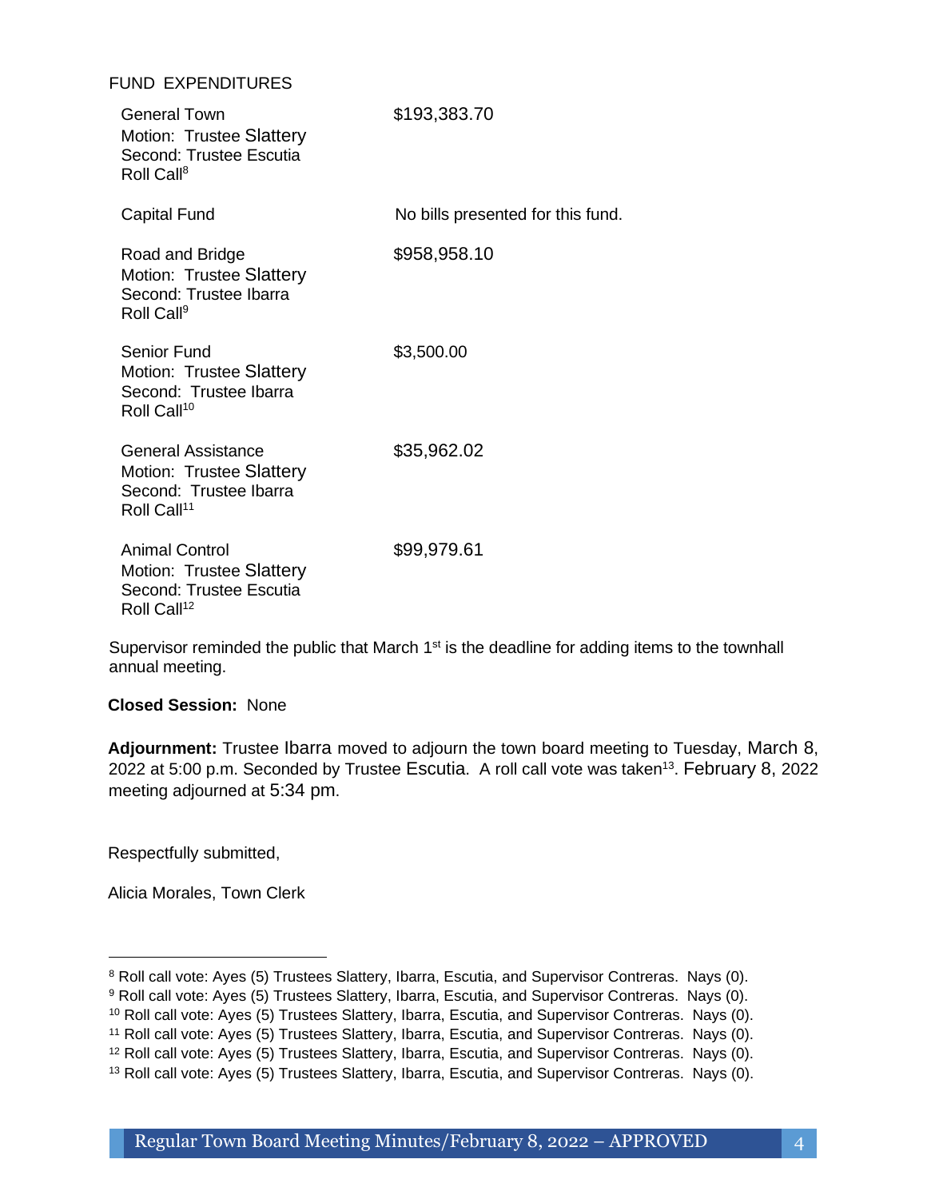FUND EXPENDITURES

| | |
|---|---|
| General Town<br>Motion: Trustee Slattery<br>Second: Trustee Escutia<br>Roll Call[8] | $193,383.70 |
| Capital Fund | No bills presented for this fund. |
| Road and Bridge<br>Motion: Trustee Slattery<br>Second: Trustee Ibarra<br>Roll Call[9] | $958,958.10 |
| Senior Fund<br>Motion: Trustee Slattery<br>Second: Trustee Ibarra<br>Roll Call[10] | $3,500.00 |
| General Assistance<br>Motion: Trustee Slattery<br>Second: Trustee Ibarra<br>Roll Call[11] | $35,962.02 |
| Animal Control<br>Motion: Trustee Slattery<br>Second: Trustee Escutia<br>Roll Call[12] | $99,979.61 |

Supervisor reminded the public that March 1st is the deadline for adding items to the townhall annual meeting.

**Closed Session:** None

**Adjournment:** Trustee Ibarra moved to adjourn the town board meeting to Tuesday, March 8, 2022 at 5:00 p.m. Seconded by Trustee Escutia. A roll call vote was taken[13]. February 8, 2022 meeting adjourned at 5:34 pm.

Respectfully submitted,

Alicia Morales, Town Clerk

---

[8] Roll call vote: Ayes (5) Trustees Slattery, Ibarra, Escutia, and Supervisor Contreras. Nays (0).
[9] Roll call vote: Ayes (5) Trustees Slattery, Ibarra, Escutia, and Supervisor Contreras. Nays (0).
[10] Roll call vote: Ayes (5) Trustees Slattery, Ibarra, Escutia, and Supervisor Contreras. Nays (0).
[11] Roll call vote: Ayes (5) Trustees Slattery, Ibarra, Escutia, and Supervisor Contreras. Nays (0).
[12] Roll call vote: Ayes (5) Trustees Slattery, Ibarra, Escutia, and Supervisor Contreras. Nays (0).
[13] Roll call vote: Ayes (5) Trustees Slattery, Ibarra, Escutia, and Supervisor Contreras. Nays (0).